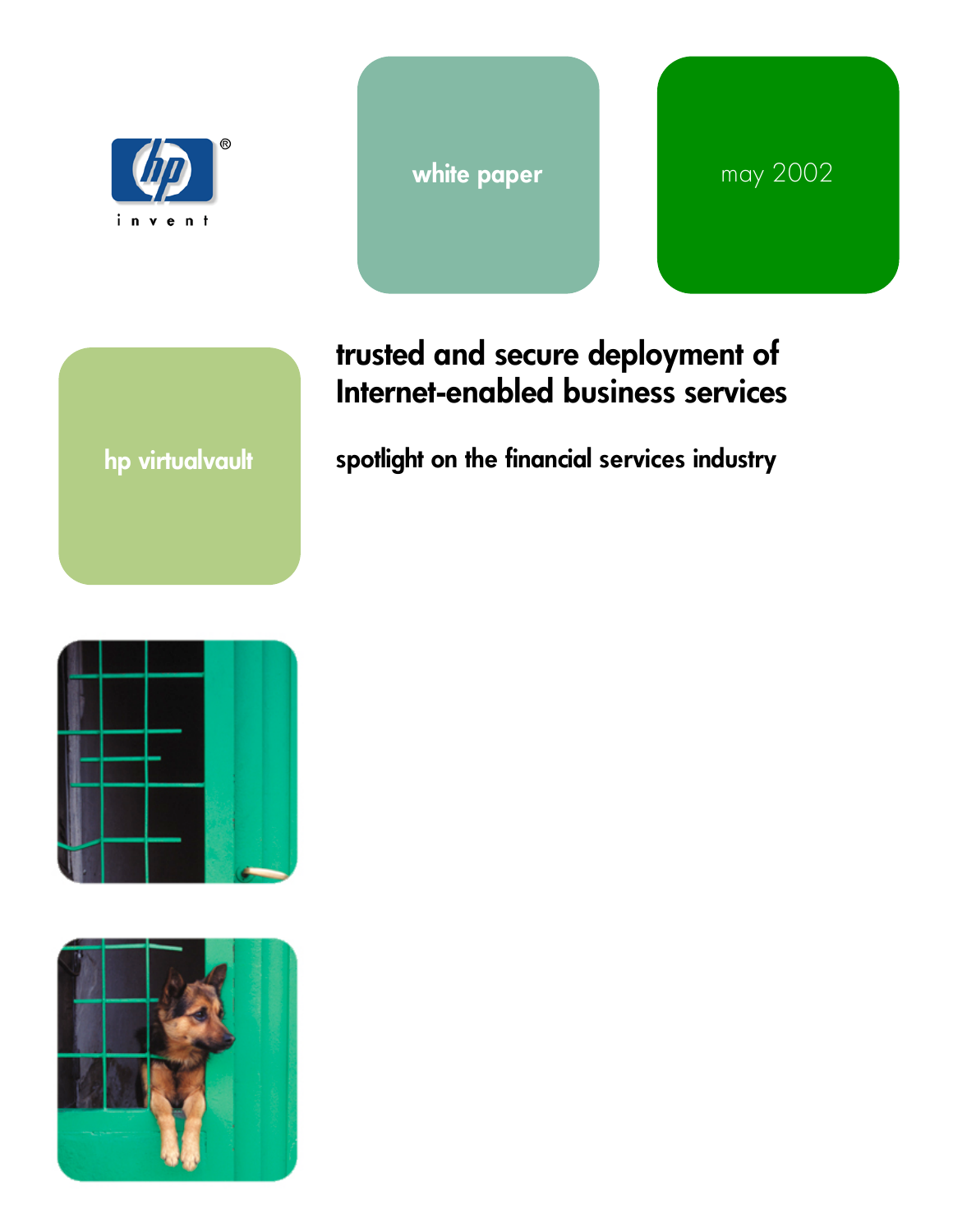white paper

may 2002

hp virtualvault

# trusted and secure deployment of Internet-enabled business services

## spotlight on the financial services industry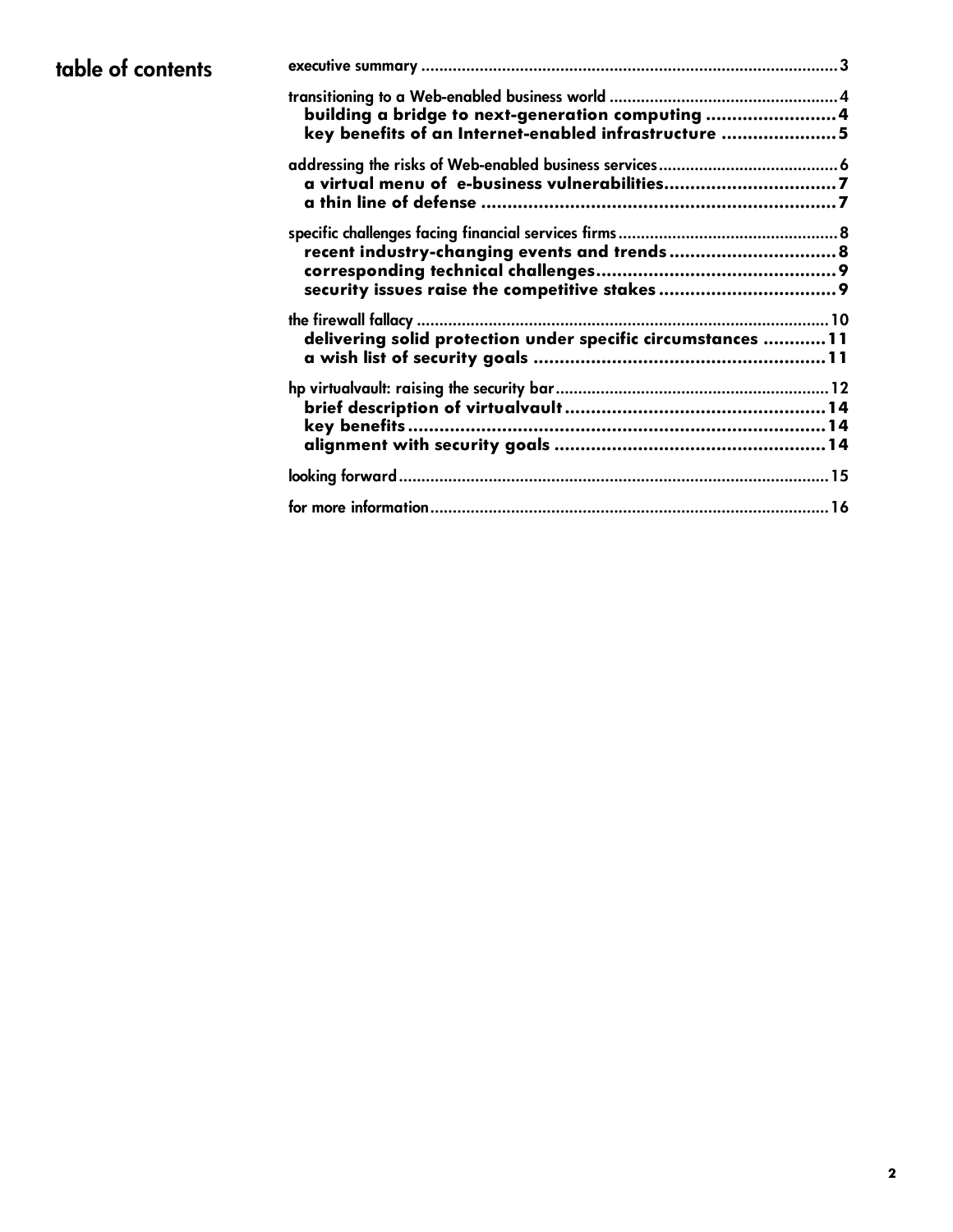## table of contents

executive summary ............................................................................................. 3

transitioning to a Web-enabled business world ................................................... 4
- **building a bridge to next-generation computing** ......................... 4
- **key benefits of an Internet-enabled infrastructure** ...................... 5

addressing the risks of Web-enabled business services ........................................ 6
- **a virtual menu of e-business vulnerabilities** ................................. 7
- **a thin line of defense** ..................................................................... 7

specific challenges facing financial services firms ................................................. 8
- **recent industry-changing events and trends** ................................ 8
- **corresponding technical challenges** .............................................. 9
- **security issues raise the competitive stakes** .................................. 9

the firewall fallacy ............................................................................................ 10
- **delivering solid protection under specific circumstances** ............ 11
- **a wish list of security goals** ........................................................ 11

hp virtualvault: raising the security bar ............................................................. 12
- **brief description of virtualvault** .................................................. 14
- **key benefits** ................................................................................. 14
- **alignment with security goals** .................................................... 14

looking forward ................................................................................................ 15

for more information ......................................................................................... 16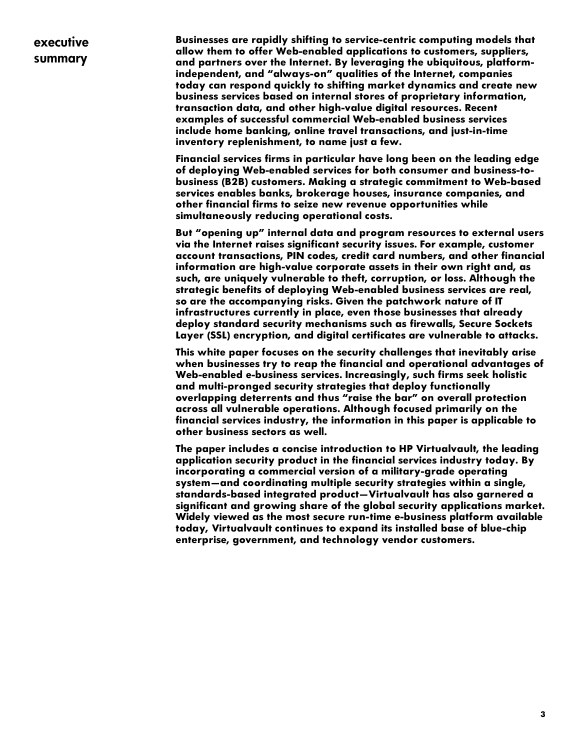## executive summary

**Businesses are rapidly shifting to service-centric computing models that allow them to offer Web-enabled applications to customers, suppliers, and partners over the Internet. By leveraging the ubiquitous, platform-independent, and "always-on" qualities of the Internet, companies today can respond quickly to shifting market dynamics and create new business services based on internal stores of proprietary information, transaction data, and other high-value digital resources. Recent examples of successful commercial Web-enabled business services include home banking, online travel transactions, and just-in-time inventory replenishment, to name just a few.**

**Financial services firms in particular have long been on the leading edge of deploying Web-enabled services for both consumer and business-to-business (B2B) customers. Making a strategic commitment to Web-based services enables banks, brokerage houses, insurance companies, and other financial firms to seize new revenue opportunities while simultaneously reducing operational costs.**

**But "opening up" internal data and program resources to external users via the Internet raises significant security issues. For example, customer account transactions, PIN codes, credit card numbers, and other financial information are high-value corporate assets in their own right and, as such, are uniquely vulnerable to theft, corruption, or loss. Although the strategic benefits of deploying Web-enabled business services are real, so are the accompanying risks. Given the patchwork nature of IT infrastructures currently in place, even those businesses that already deploy standard security mechanisms such as firewalls, Secure Sockets Layer (SSL) encryption, and digital certificates are vulnerable to attacks.**

**This white paper focuses on the security challenges that inevitably arise when businesses try to reap the financial and operational advantages of Web-enabled e-business services. Increasingly, such firms seek holistic and multi-pronged security strategies that deploy functionally overlapping deterrents and thus "raise the bar" on overall protection across all vulnerable operations. Although focused primarily on the financial services industry, the information in this paper is applicable to other business sectors as well.**

**The paper includes a concise introduction to HP Virtualvault, the leading application security product in the financial services industry today. By incorporating a commercial version of a military-grade operating system—and coordinating multiple security strategies within a single, standards-based integrated product—Virtualvault has also garnered a significant and growing share of the global security applications market. Widely viewed as the most secure run-time e-business platform available today, Virtualvault continues to expand its installed base of blue-chip enterprise, government, and technology vendor customers.**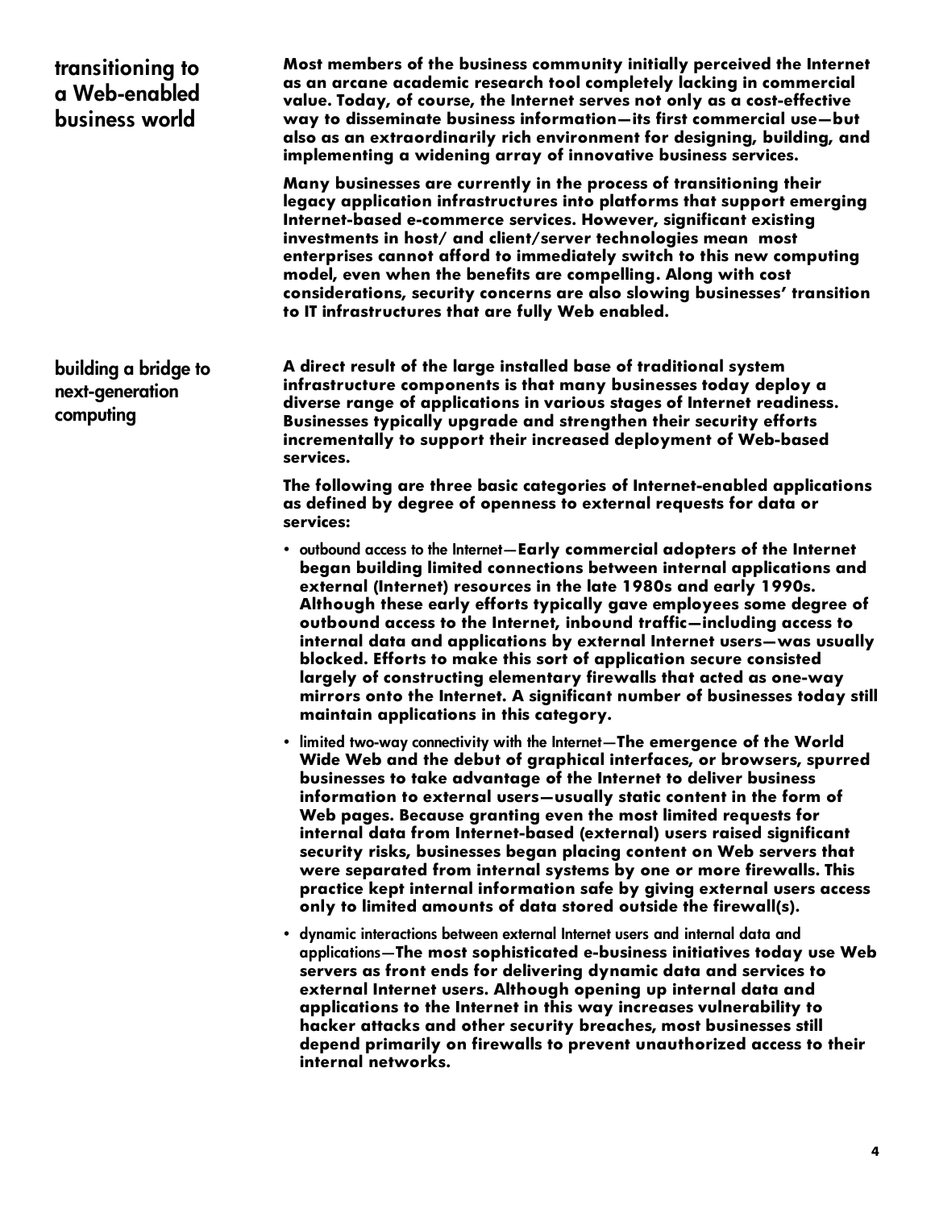## transitioning to a Web-enabled business world

**Most members of the business community initially perceived the Internet as an arcane academic research tool completely lacking in commercial value. Today, of course, the Internet serves not only as a cost-effective way to disseminate business information—its first commercial use—but also as an extraordinarily rich environment for designing, building, and implementing a widening array of innovative business services.**

**Many businesses are currently in the process of transitioning their legacy application infrastructures into platforms that support emerging Internet-based e-commerce services. However, significant existing investments in host/ and client/server technologies mean most enterprises cannot afford to immediately switch to this new computing model, even when the benefits are compelling. Along with cost considerations, security concerns are also slowing businesses' transition to IT infrastructures that are fully Web enabled.**

## building a bridge to next-generation computing

**A direct result of the large installed base of traditional system infrastructure components is that many businesses today deploy a diverse range of applications in various stages of Internet readiness. Businesses typically upgrade and strengthen their security efforts incrementally to support their increased deployment of Web-based services.**

**The following are three basic categories of Internet-enabled applications as defined by degree of openness to external requests for data or services:**

- outbound access to the Internet—**Early commercial adopters of the Internet began building limited connections between internal applications and external (Internet) resources in the late 1980s and early 1990s. Although these early efforts typically gave employees some degree of outbound access to the Internet, inbound traffic—including access to internal data and applications by external Internet users—was usually blocked. Efforts to make this sort of application secure consisted largely of constructing elementary firewalls that acted as one-way mirrors onto the Internet. A significant number of businesses today still maintain applications in this category.**
- limited two-way connectivity with the Internet—**The emergence of the World Wide Web and the debut of graphical interfaces, or browsers, spurred businesses to take advantage of the Internet to deliver business information to external users—usually static content in the form of Web pages. Because granting even the most limited requests for internal data from Internet-based (external) users raised significant security risks, businesses began placing content on Web servers that were separated from internal systems by one or more firewalls. This practice kept internal information safe by giving external users access only to limited amounts of data stored outside the firewall(s).**
- dynamic interactions between external Internet users and internal data and applications—**The most sophisticated e-business initiatives today use Web servers as front ends for delivering dynamic data and services to external Internet users. Although opening up internal data and applications to the Internet in this way increases vulnerability to hacker attacks and other security breaches, most businesses still depend primarily on firewalls to prevent unauthorized access to their internal networks.**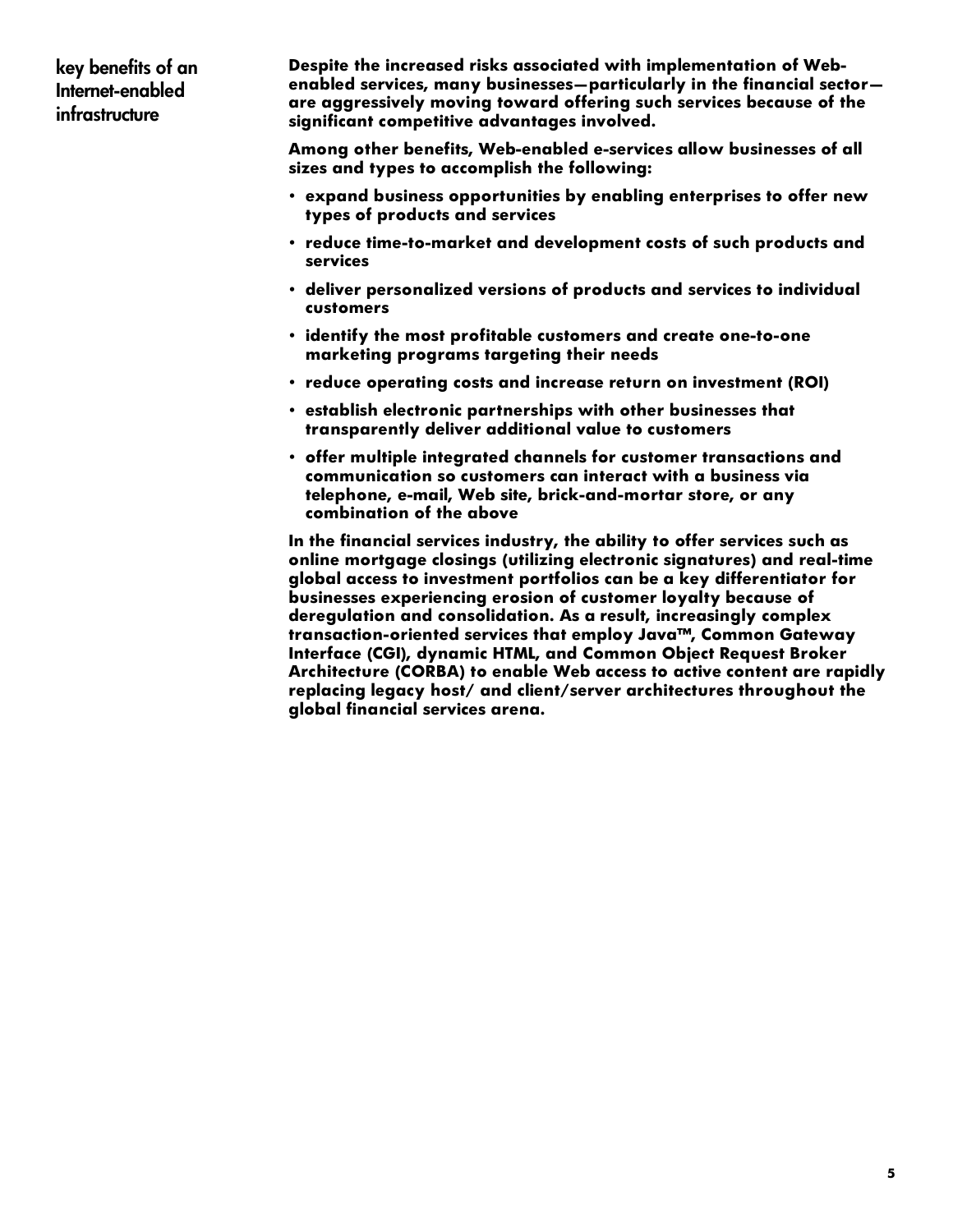## key benefits of an Internet-enabled infrastructure

**Despite the increased risks associated with implementation of Web-enabled services, many businesses—particularly in the financial sector—are aggressively moving toward offering such services because of the significant competitive advantages involved.**

**Among other benefits, Web-enabled e-services allow businesses of all sizes and types to accomplish the following:**

- **expand business opportunities by enabling enterprises to offer new types of products and services**
- **reduce time-to-market and development costs of such products and services**
- **deliver personalized versions of products and services to individual customers**
- **identify the most profitable customers and create one-to-one marketing programs targeting their needs**
- **reduce operating costs and increase return on investment (ROI)**
- **establish electronic partnerships with other businesses that transparently deliver additional value to customers**
- **offer multiple integrated channels for customer transactions and communication so customers can interact with a business via telephone, e-mail, Web site, brick-and-mortar store, or any combination of the above**

**In the financial services industry, the ability to offer services such as online mortgage closings (utilizing electronic signatures) and real-time global access to investment portfolios can be a key differentiator for businesses experiencing erosion of customer loyalty because of deregulation and consolidation. As a result, increasingly complex transaction-oriented services that employ Java™, Common Gateway Interface (CGI), dynamic HTML, and Common Object Request Broker Architecture (CORBA) to enable Web access to active content are rapidly replacing legacy host/ and client/server architectures throughout the global financial services arena.**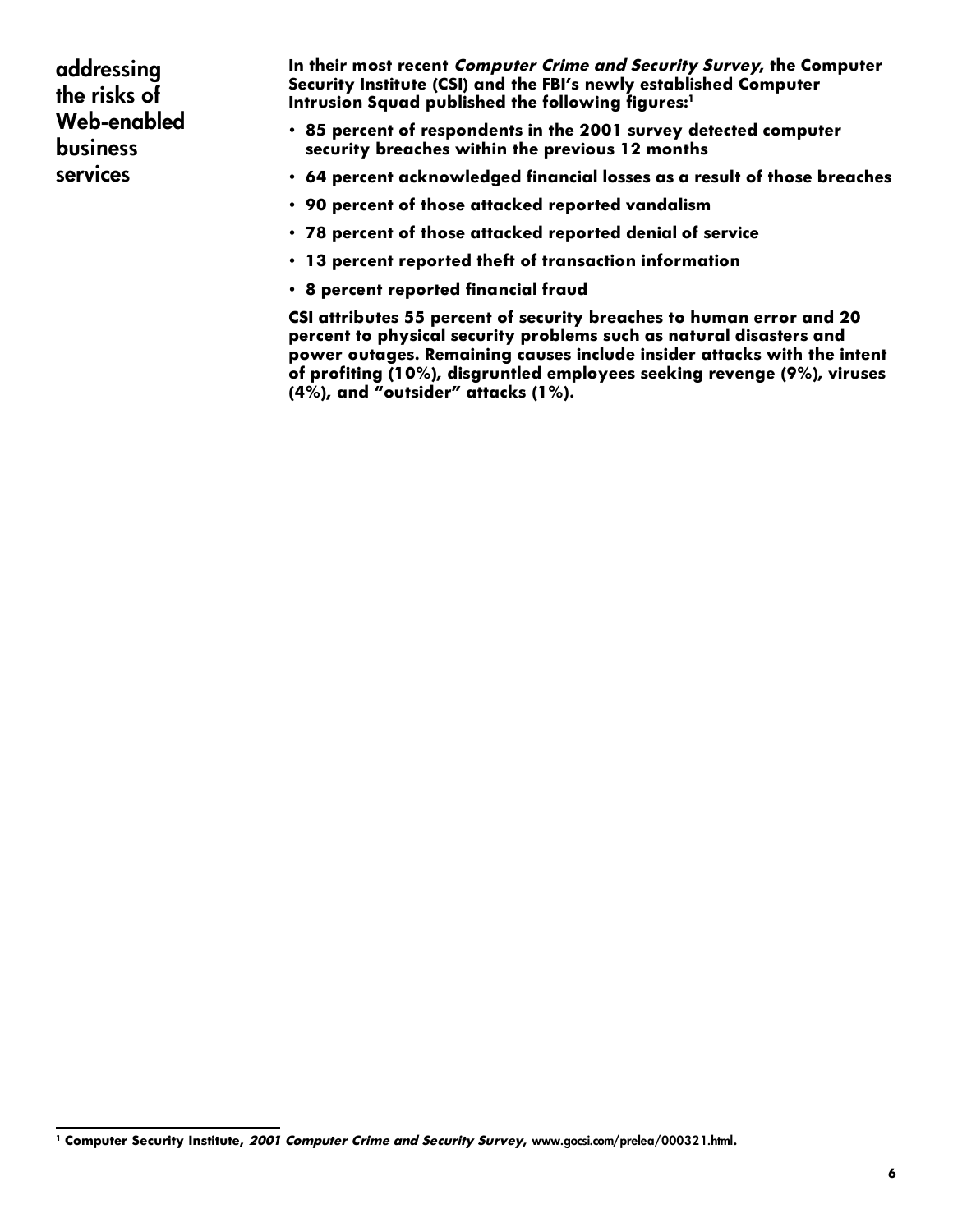## addressing the risks of Web-enabled business services

**In their most recent *Computer Crime and Security Survey*, the Computer Security Institute (CSI) and the FBI's newly established Computer Intrusion Squad published the following figures:[1]**

- **85 percent of respondents in the 2001 survey detected computer security breaches within the previous 12 months**
- **64 percent acknowledged financial losses as a result of those breaches**
- **90 percent of those attacked reported vandalism**
- **78 percent of those attacked reported denial of service**
- **13 percent reported theft of transaction information**
- **8 percent reported financial fraud**

**CSI attributes 55 percent of security breaches to human error and 20 percent to physical security problems such as natural disasters and power outages. Remaining causes include insider attacks with the intent of profiting (10%), disgruntled employees seeking revenge (9%), viruses (4%), and "outsider" attacks (1%).**

---

[1] **Computer Security Institute, *2001 Computer Crime and Security Survey*,** www.gocsi.com/prelea/000321.html**.**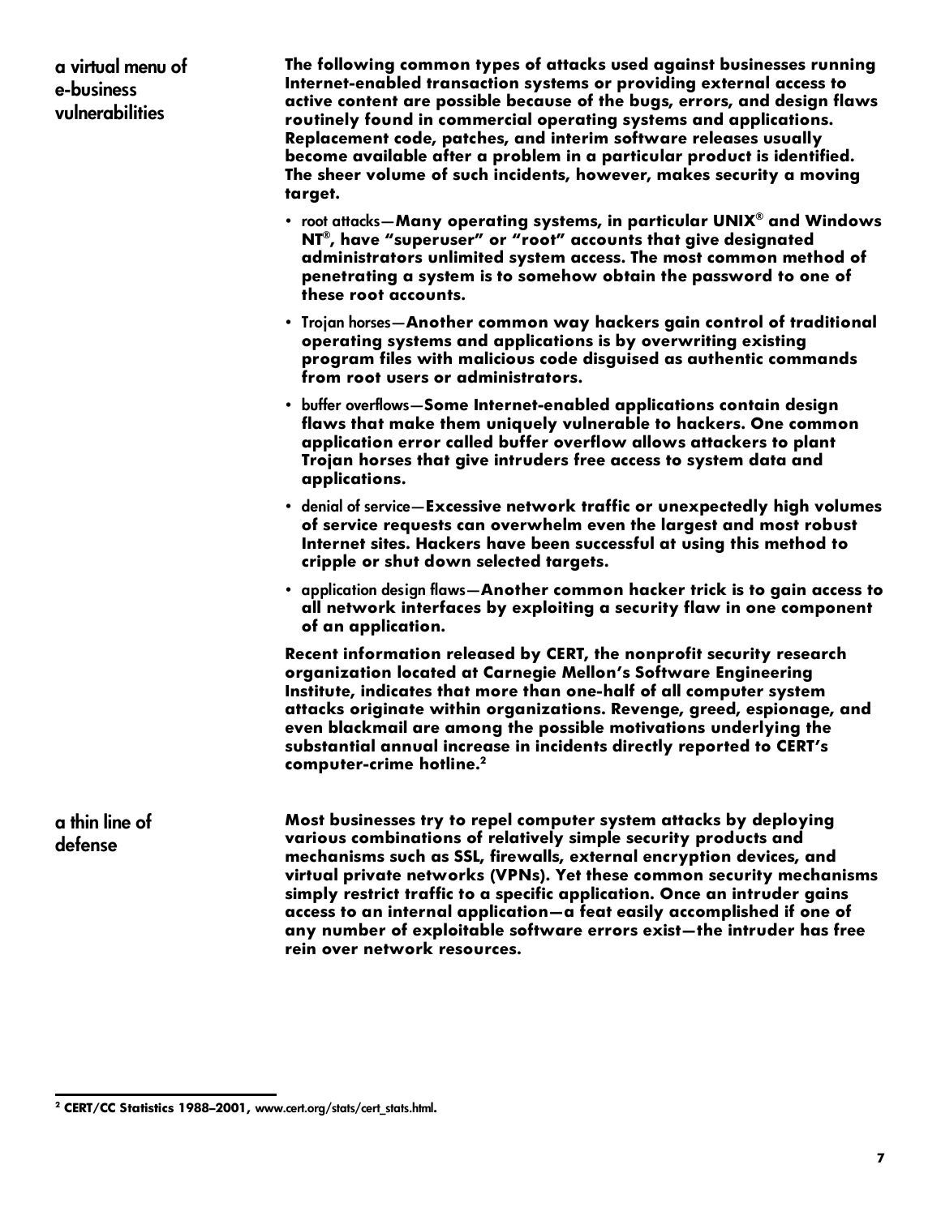## a virtual menu of e-business vulnerabilities

**The following common types of attacks used against businesses running Internet-enabled transaction systems or providing external access to active content are possible because of the bugs, errors, and design flaws routinely found in commercial operating systems and applications. Replacement code, patches, and interim software releases usually become available after a problem in a particular product is identified. The sheer volume of such incidents, however, makes security a moving target.**

- root attacks—**Many operating systems, in particular UNIX® and Windows NT®, have "superuser" or "root" accounts that give designated administrators unlimited system access. The most common method of penetrating a system is to somehow obtain the password to one of these root accounts.**
- Trojan horses—**Another common way hackers gain control of traditional operating systems and applications is by overwriting existing program files with malicious code disguised as authentic commands from root users or administrators.**
- buffer overflows—**Some Internet-enabled applications contain design flaws that make them uniquely vulnerable to hackers. One common application error called buffer overflow allows attackers to plant Trojan horses that give intruders free access to system data and applications.**
- denial of service—**Excessive network traffic or unexpectedly high volumes of service requests can overwhelm even the largest and most robust Internet sites. Hackers have been successful at using this method to cripple or shut down selected targets.**
- application design flaws—**Another common hacker trick is to gain access to all network interfaces by exploiting a security flaw in one component of an application.**

**Recent information released by CERT, the nonprofit security research organization located at Carnegie Mellon's Software Engineering Institute, indicates that more than one-half of all computer system attacks originate within organizations. Revenge, greed, espionage, and even blackmail are among the possible motivations underlying the substantial annual increase in incidents directly reported to CERT's computer-crime hotline.[2]**

## a thin line of defense

**Most businesses try to repel computer system attacks by deploying various combinations of relatively simple security products and mechanisms such as SSL, firewalls, external encryption devices, and virtual private networks (VPNs). Yet these common security mechanisms simply restrict traffic to a specific application. Once an intruder gains access to an internal application—a feat easily accomplished if one of any number of exploitable software errors exist—the intruder has free rein over network resources.**

---

[2] **CERT/CC Statistics 1988–2001,** www.cert.org/stats/cert_stats.html.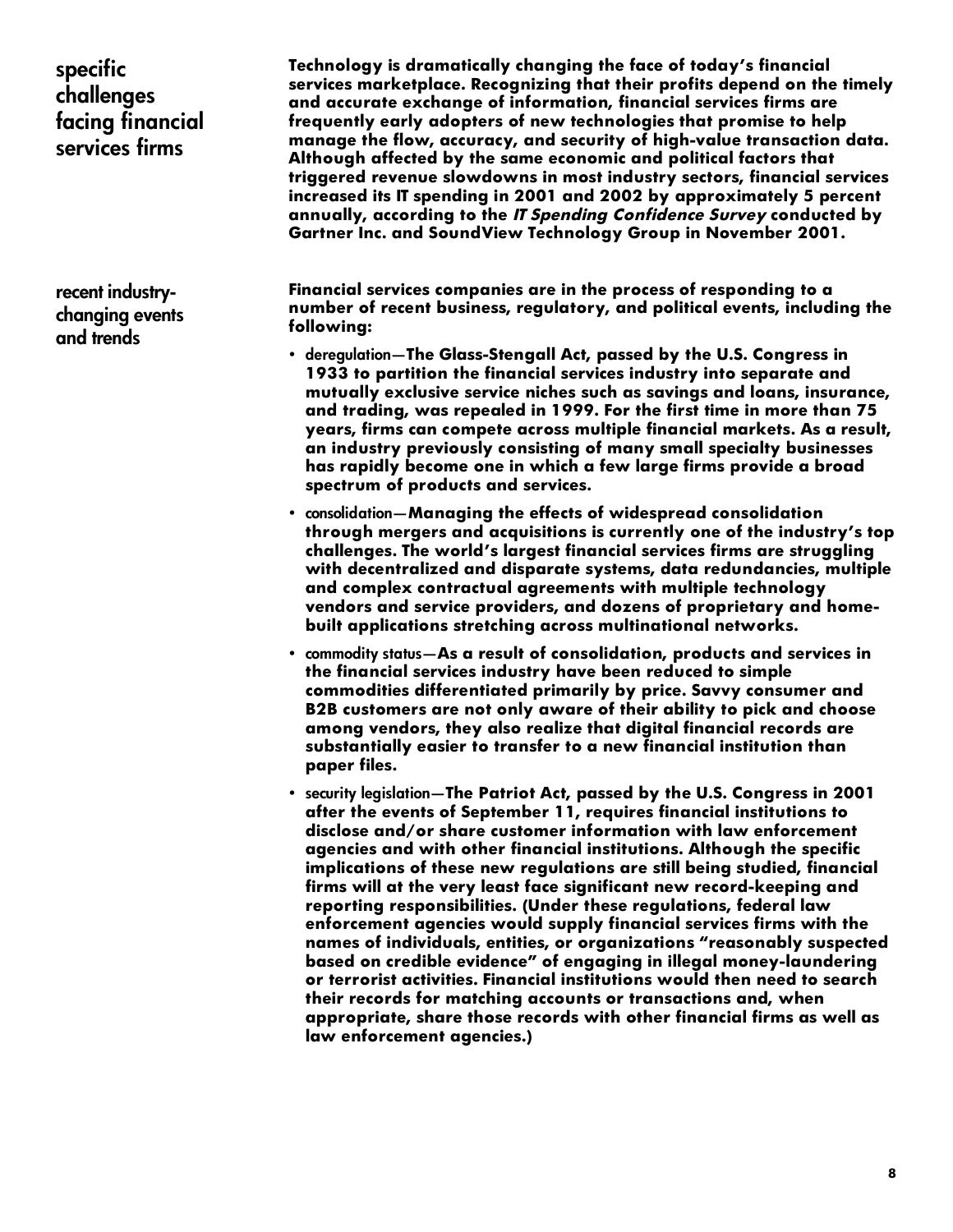## specific challenges facing financial services firms

**Technology is dramatically changing the face of today's financial services marketplace. Recognizing that their profits depend on the timely and accurate exchange of information, financial services firms are frequently early adopters of new technologies that promise to help manage the flow, accuracy, and security of high-value transaction data. Although affected by the same economic and political factors that triggered revenue slowdowns in most industry sectors, financial services increased its IT spending in 2001 and 2002 by approximately 5 percent annually, according to the *IT Spending Confidence Survey* conducted by Gartner Inc. and SoundView Technology Group in November 2001.**

### recent industry-changing events and trends

**Financial services companies are in the process of responding to a number of recent business, regulatory, and political events, including the following:**

- deregulation—**The Glass-Stengall Act, passed by the U.S. Congress in 1933 to partition the financial services industry into separate and mutually exclusive service niches such as savings and loans, insurance, and trading, was repealed in 1999. For the first time in more than 75 years, firms can compete across multiple financial markets. As a result, an industry previously consisting of many small specialty businesses has rapidly become one in which a few large firms provide a broad spectrum of products and services.**
- consolidation—**Managing the effects of widespread consolidation through mergers and acquisitions is currently one of the industry's top challenges. The world's largest financial services firms are struggling with decentralized and disparate systems, data redundancies, multiple and complex contractual agreements with multiple technology vendors and service providers, and dozens of proprietary and home-built applications stretching across multinational networks.**
- commodity status—**As a result of consolidation, products and services in the financial services industry have been reduced to simple commodities differentiated primarily by price. Savvy consumer and B2B customers are not only aware of their ability to pick and choose among vendors, they also realize that digital financial records are substantially easier to transfer to a new financial institution than paper files.**
- security legislation—**The Patriot Act, passed by the U.S. Congress in 2001 after the events of September 11, requires financial institutions to disclose and/or share customer information with law enforcement agencies and with other financial institutions. Although the specific implications of these new regulations are still being studied, financial firms will at the very least face significant new record-keeping and reporting responsibilities. (Under these regulations, federal law enforcement agencies would supply financial services firms with the names of individuals, entities, or organizations "reasonably suspected based on credible evidence" of engaging in illegal money-laundering or terrorist activities. Financial institutions would then need to search their records for matching accounts or transactions and, when appropriate, share those records with other financial firms as well as law enforcement agencies.)**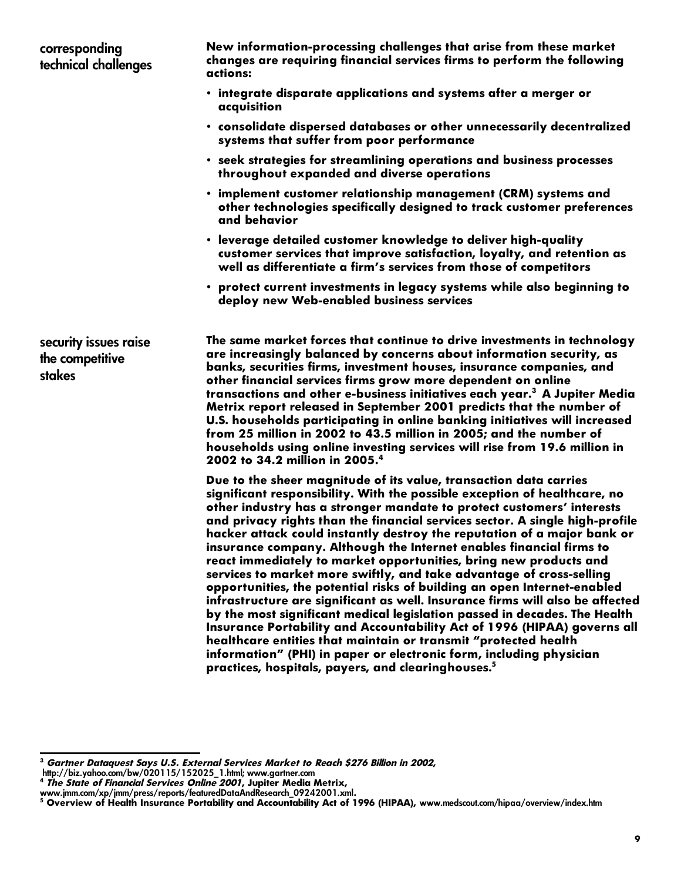## corresponding technical challenges

**New information-processing challenges that arise from these market changes are requiring financial services firms to perform the following actions:**

- **integrate disparate applications and systems after a merger or acquisition**
- **consolidate dispersed databases or other unnecessarily decentralized systems that suffer from poor performance**
- **seek strategies for streamlining operations and business processes throughout expanded and diverse operations**
- **implement customer relationship management (CRM) systems and other technologies specifically designed to track customer preferences and behavior**
- **leverage detailed customer knowledge to deliver high-quality customer services that improve satisfaction, loyalty, and retention as well as differentiate a firm's services from those of competitors**
- **protect current investments in legacy systems while also beginning to deploy new Web-enabled business services**

## security issues raise the competitive stakes

**The same market forces that continue to drive investments in technology are increasingly balanced by concerns about information security, as banks, securities firms, investment houses, insurance companies, and other financial services firms grow more dependent on online transactions and other e-business initiatives each year.[3] A Jupiter Media Metrix report released in September 2001 predicts that the number of U.S. households participating in online banking initiatives will increased from 25 million in 2002 to 43.5 million in 2005; and the number of households using online investing services will rise from 19.6 million in 2002 to 34.2 million in 2005.[4]**

**Due to the sheer magnitude of its value, transaction data carries significant responsibility. With the possible exception of healthcare, no other industry has a stronger mandate to protect customers' interests and privacy rights than the financial services sector. A single high-profile hacker attack could instantly destroy the reputation of a major bank or insurance company. Although the Internet enables financial firms to react immediately to market opportunities, bring new products and services to market more swiftly, and take advantage of cross-selling opportunities, the potential risks of building an open Internet-enabled infrastructure are significant as well. Insurance firms will also be affected by the most significant medical legislation passed in decades. The Health Insurance Portability and Accountability Act of 1996 (HIPAA) governs all healthcare entities that maintain or transmit "protected health information" (PHI) in paper or electronic form, including physician practices, hospitals, payers, and clearinghouses.[5]**

---

[3] ***Gartner Dataquest Says U.S. External Services Market to Reach $276 Billion in 2002,*** http://biz.yahoo.com/bw/020115/152025_1.html; www.gartner.com

[4] ***The State of Financial Services Online 2001*****, Jupiter Media Metrix,** www.jmm.com/xp/jmm/press/reports/featuredDataAndResearch_09242001.xml**.**

[5] **Overview of Health Insurance Portability and Accountability Act of 1996 (HIPAA),** www.medscout.com/hipaa/overview/index.htm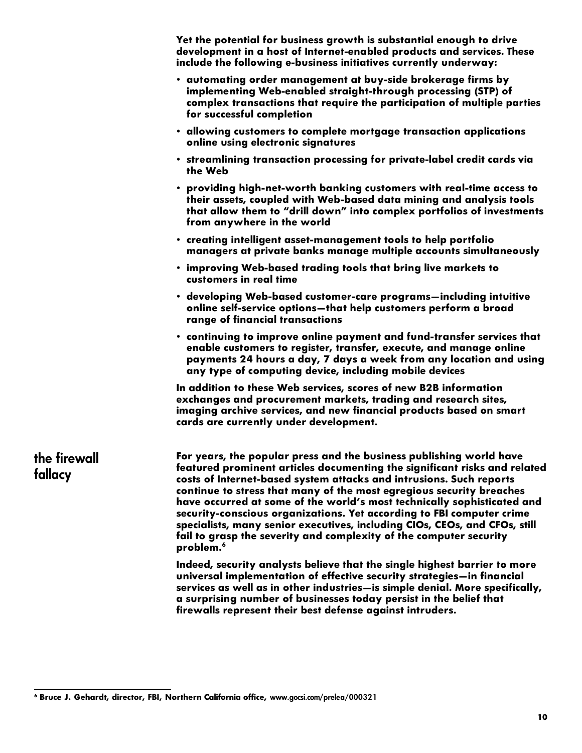Yet the potential for business growth is substantial enough to drive development in a host of Internet-enabled products and services. These include the following e-business initiatives currently underway:

- automating order management at buy-side brokerage firms by implementing Web-enabled straight-through processing (STP) of complex transactions that require the participation of multiple parties for successful completion
- allowing customers to complete mortgage transaction applications online using electronic signatures
- streamlining transaction processing for private-label credit cards via the Web
- providing high-net-worth banking customers with real-time access to their assets, coupled with Web-based data mining and analysis tools that allow them to "drill down" into complex portfolios of investments from anywhere in the world
- creating intelligent asset-management tools to help portfolio managers at private banks manage multiple accounts simultaneously
- improving Web-based trading tools that bring live markets to customers in real time
- developing Web-based customer-care programs—including intuitive online self-service options—that help customers perform a broad range of financial transactions
- continuing to improve online payment and fund-transfer services that enable customers to register, transfer, execute, and manage online payments 24 hours a day, 7 days a week from any location and using any type of computing device, including mobile devices

In addition to these Web services, scores of new B2B information exchanges and procurement markets, trading and research sites, imaging archive services, and new financial products based on smart cards are currently under development.

## the firewall fallacy

For years, the popular press and the business publishing world have featured prominent articles documenting the significant risks and related costs of Internet-based system attacks and intrusions. Such reports continue to stress that many of the most egregious security breaches have occurred at some of the world's most technically sophisticated and security-conscious organizations. Yet according to FBI computer crime specialists, many senior executives, including CIOs, CEOs, and CFOs, still fail to grasp the severity and complexity of the computer security problem.[6]

Indeed, security analysts believe that the single highest barrier to more universal implementation of effective security strategies—in financial services as well as in other industries—is simple denial. More specifically, a surprising number of businesses today persist in the belief that firewalls represent their best defense against intruders.

---

[6] Bruce J. Gehardt, director, FBI, Northern California office, www.gocsi.com/prelea/000321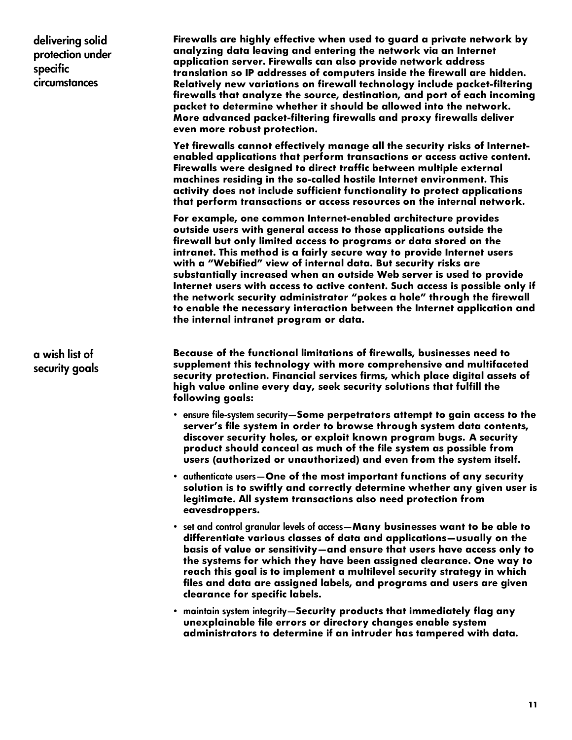## delivering solid protection under specific circumstances

Firewalls are highly effective when used to guard a private network by analyzing data leaving and entering the network via an Internet application server. Firewalls can also provide network address translation so IP addresses of computers inside the firewall are hidden. Relatively new variations on firewall technology include packet-filtering firewalls that analyze the source, destination, and port of each incoming packet to determine whether it should be allowed into the network. More advanced packet-filtering firewalls and proxy firewalls deliver even more robust protection.

Yet firewalls cannot effectively manage all the security risks of Internet-enabled applications that perform transactions or access active content. Firewalls were designed to direct traffic between multiple external machines residing in the so-called hostile Internet environment. This activity does not include sufficient functionality to protect applications that perform transactions or access resources on the internal network.

For example, one common Internet-enabled architecture provides outside users with general access to those applications outside the firewall but only limited access to programs or data stored on the intranet. This method is a fairly secure way to provide Internet users with a "Webified" view of internal data. But security risks are substantially increased when an outside Web server is used to provide Internet users with access to active content. Such access is possible only if the network security administrator "pokes a hole" through the firewall to enable the necessary interaction between the Internet application and the internal intranet program or data.

## a wish list of security goals

Because of the functional limitations of firewalls, businesses need to supplement this technology with more comprehensive and multifaceted security protection. Financial services firms, which place digital assets of high value online every day, seek security solutions that fulfill the following goals:

- ensure file-system security—Some perpetrators attempt to gain access to the server's file system in order to browse through system data contents, discover security holes, or exploit known program bugs. A security product should conceal as much of the file system as possible from users (authorized or unauthorized) and even from the system itself.
- authenticate users—One of the most important functions of any security solution is to swiftly and correctly determine whether any given user is legitimate. All system transactions also need protection from eavesdroppers.
- set and control granular levels of access—Many businesses want to be able to differentiate various classes of data and applications—usually on the basis of value or sensitivity—and ensure that users have access only to the systems for which they have been assigned clearance. One way to reach this goal is to implement a multilevel security strategy in which files and data are assigned labels, and programs and users are given clearance for specific labels.
- maintain system integrity—Security products that immediately flag any unexplainable file errors or directory changes enable system administrators to determine if an intruder has tampered with data.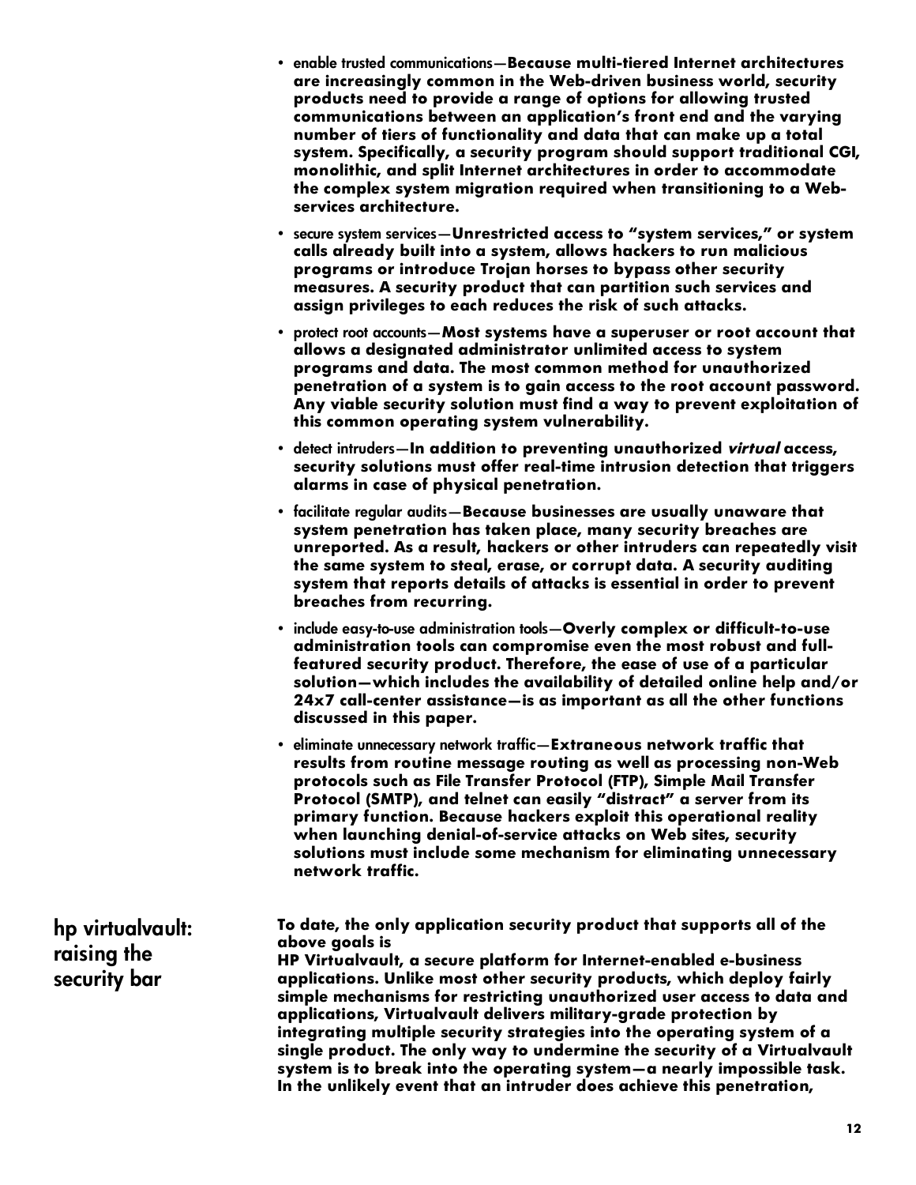- enable trusted communications—**Because multi-tiered Internet architectures are increasingly common in the Web-driven business world, security products need to provide a range of options for allowing trusted communications between an application's front end and the varying number of tiers of functionality and data that can make up a total system. Specifically, a security program should support traditional CGI, monolithic, and split Internet architectures in order to accommodate the complex system migration required when transitioning to a Web-services architecture.**
- secure system services—**Unrestricted access to "system services," or system calls already built into a system, allows hackers to run malicious programs or introduce Trojan horses to bypass other security measures. A security product that can partition such services and assign privileges to each reduces the risk of such attacks.**
- protect root accounts—**Most systems have a superuser or root account that allows a designated administrator unlimited access to system programs and data. The most common method for unauthorized penetration of a system is to gain access to the root account password. Any viable security solution must find a way to prevent exploitation of this common operating system vulnerability.**
- detect intruders—**In addition to preventing unauthorized *virtual* access, security solutions must offer real-time intrusion detection that triggers alarms in case of physical penetration.**
- facilitate regular audits—**Because businesses are usually unaware that system penetration has taken place, many security breaches are unreported. As a result, hackers or other intruders can repeatedly visit the same system to steal, erase, or corrupt data. A security auditing system that reports details of attacks is essential in order to prevent breaches from recurring.**
- include easy-to-use administration tools—**Overly complex or difficult-to-use administration tools can compromise even the most robust and full-featured security product. Therefore, the ease of use of a particular solution—which includes the availability of detailed online help and/or 24x7 call-center assistance—is as important as all the other functions discussed in this paper.**
- eliminate unnecessary network traffic—**Extraneous network traffic that results from routine message routing as well as processing non-Web protocols such as File Transfer Protocol (FTP), Simple Mail Transfer Protocol (SMTP), and telnet can easily "distract" a server from its primary function. Because hackers exploit this operational reality when launching denial-of-service attacks on Web sites, security solutions must include some mechanism for eliminating unnecessary network traffic.**

## hp virtualvault: raising the security bar

**To date, the only application security product that supports all of the above goals is HP Virtualvault, a secure platform for Internet-enabled e-business applications. Unlike most other security products, which deploy fairly simple mechanisms for restricting unauthorized user access to data and applications, Virtualvault delivers military-grade protection by integrating multiple security strategies into the operating system of a single product. The only way to undermine the security of a Virtualvault system is to break into the operating system—a nearly impossible task. In the unlikely event that an intruder does achieve this penetration,**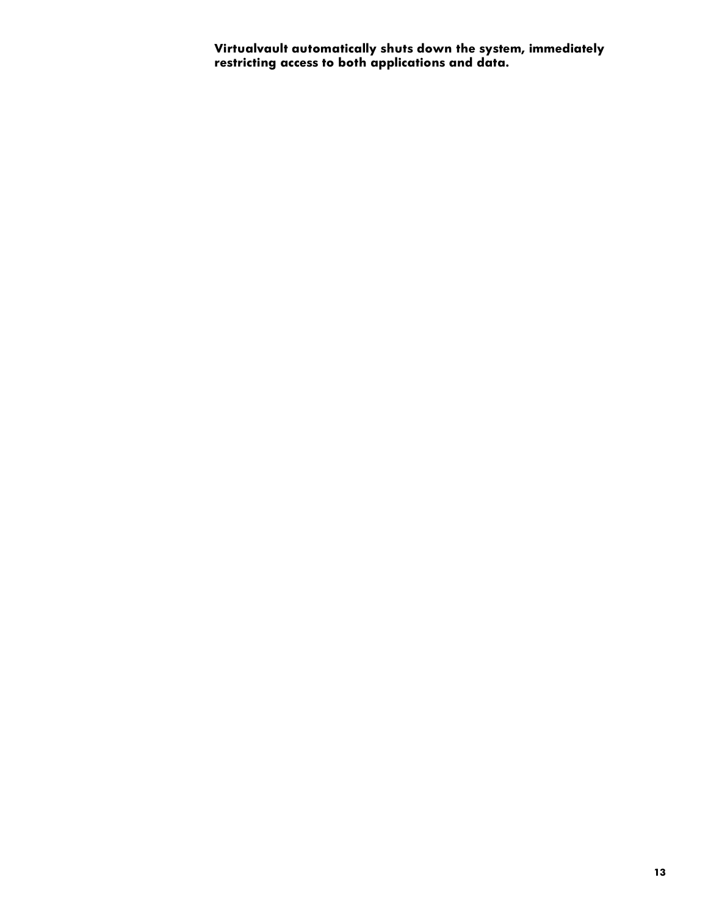**Virtualvault automatically shuts down the system, immediately restricting access to both applications and data.**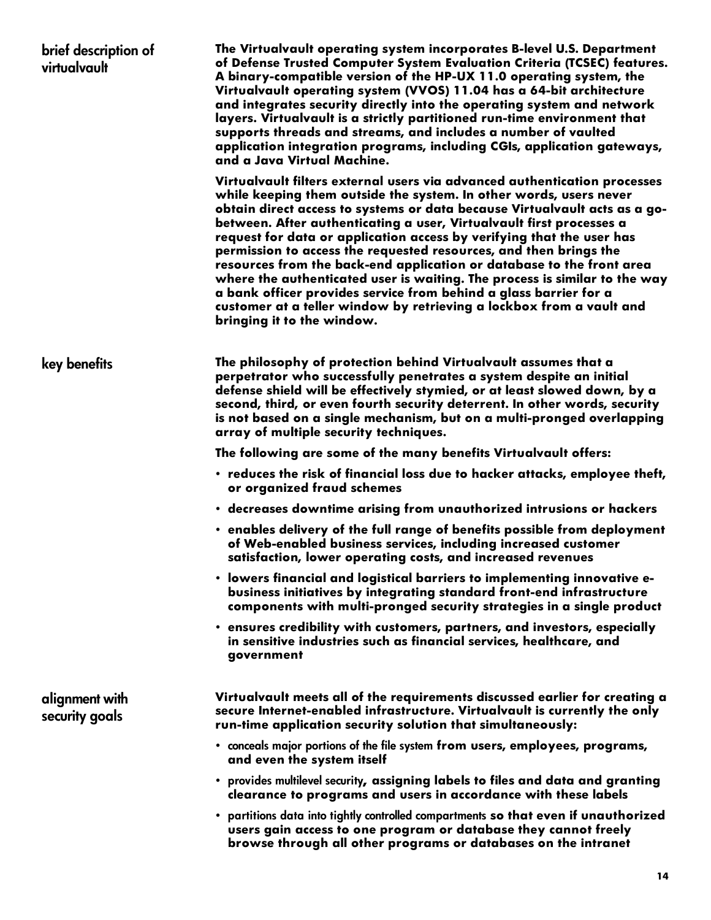## brief description of virtualvault

**The Virtualvault operating system incorporates B-level U.S. Department of Defense Trusted Computer System Evaluation Criteria (TCSEC) features. A binary-compatible version of the HP-UX 11.0 operating system, the Virtualvault operating system (VVOS) 11.04 has a 64-bit architecture and integrates security directly into the operating system and network layers. Virtualvault is a strictly partitioned run-time environment that supports threads and streams, and includes a number of vaulted application integration programs, including CGIs, application gateways, and a Java Virtual Machine.**

**Virtualvault filters external users via advanced authentication processes while keeping them outside the system. In other words, users never obtain direct access to systems or data because Virtualvault acts as a go-between. After authenticating a user, Virtualvault first processes a request for data or application access by verifying that the user has permission to access the requested resources, and then brings the resources from the back-end application or database to the front area where the authenticated user is waiting. The process is similar to the way a bank officer provides service from behind a glass barrier for a customer at a teller window by retrieving a lockbox from a vault and bringing it to the window.**

## key benefits

**The philosophy of protection behind Virtualvault assumes that a perpetrator who successfully penetrates a system despite an initial defense shield will be effectively stymied, or at least slowed down, by a second, third, or even fourth security deterrent. In other words, security is not based on a single mechanism, but on a multi-pronged overlapping array of multiple security techniques.**

**The following are some of the many benefits Virtualvault offers:**

- **reduces the risk of financial loss due to hacker attacks, employee theft, or organized fraud schemes**
- **decreases downtime arising from unauthorized intrusions or hackers**
- **enables delivery of the full range of benefits possible from deployment of Web-enabled business services, including increased customer satisfaction, lower operating costs, and increased revenues**
- **lowers financial and logistical barriers to implementing innovative e-business initiatives by integrating standard front-end infrastructure components with multi-pronged security strategies in a single product**
- **ensures credibility with customers, partners, and investors, especially in sensitive industries such as financial services, healthcare, and government**

## alignment with security goals

**Virtualvault meets all of the requirements discussed earlier for creating a secure Internet-enabled infrastructure. Virtualvault is currently the only run-time application security solution that simultaneously:**

- conceals major portions of the file system **from users, employees, programs, and even the system itself**
- provides multilevel security**, assigning labels to files and data and granting clearance to programs and users in accordance with these labels**
- partitions data into tightly controlled compartments **so that even if unauthorized users gain access to one program or database they cannot freely browse through all other programs or databases on the intranet**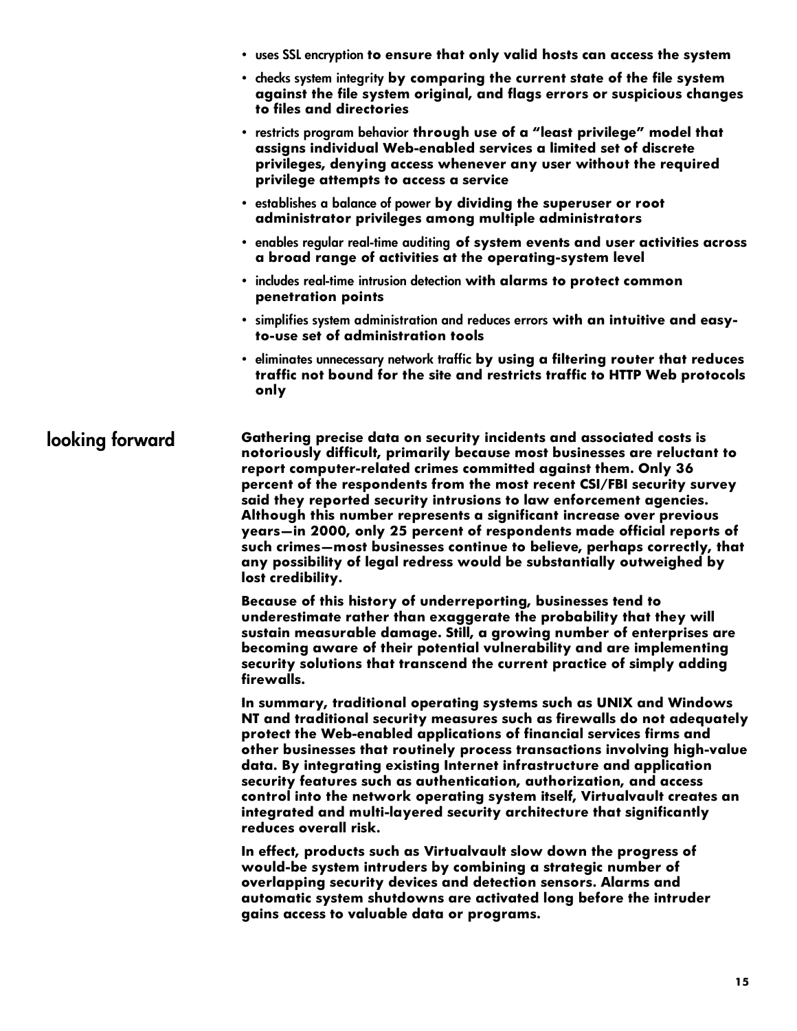- uses SSL encryption **to ensure that only valid hosts can access the system**
- checks system integrity **by comparing the current state of the file system against the file system original, and flags errors or suspicious changes to files and directories**
- restricts program behavior **through use of a "least privilege" model that assigns individual Web-enabled services a limited set of discrete privileges, denying access whenever any user without the required privilege attempts to access a service**
- establishes a balance of power **by dividing the superuser or root administrator privileges among multiple administrators**
- enables regular real-time auditing **of system events and user activities across a broad range of activities at the operating-system level**
- includes real-time intrusion detection **with alarms to protect common penetration points**
- simplifies system administration and reduces errors **with an intuitive and easy-to-use set of administration tools**
- eliminates unnecessary network traffic **by using a filtering router that reduces traffic not bound for the site and restricts traffic to HTTP Web protocols only**

## looking forward

**Gathering precise data on security incidents and associated costs is notoriously difficult, primarily because most businesses are reluctant to report computer-related crimes committed against them. Only 36 percent of the respondents from the most recent CSI/FBI security survey said they reported security intrusions to law enforcement agencies. Although this number represents a significant increase over previous years—in 2000, only 25 percent of respondents made official reports of such crimes—most businesses continue to believe, perhaps correctly, that any possibility of legal redress would be substantially outweighed by lost credibility.**

**Because of this history of underreporting, businesses tend to underestimate rather than exaggerate the probability that they will sustain measurable damage. Still, a growing number of enterprises are becoming aware of their potential vulnerability and are implementing security solutions that transcend the current practice of simply adding firewalls.**

**In summary, traditional operating systems such as UNIX and Windows NT and traditional security measures such as firewalls do not adequately protect the Web-enabled applications of financial services firms and other businesses that routinely process transactions involving high-value data. By integrating existing Internet infrastructure and application security features such as authentication, authorization, and access control into the network operating system itself, Virtualvault creates an integrated and multi-layered security architecture that significantly reduces overall risk.**

**In effect, products such as Virtualvault slow down the progress of would-be system intruders by combining a strategic number of overlapping security devices and detection sensors. Alarms and automatic system shutdowns are activated long before the intruder gains access to valuable data or programs.**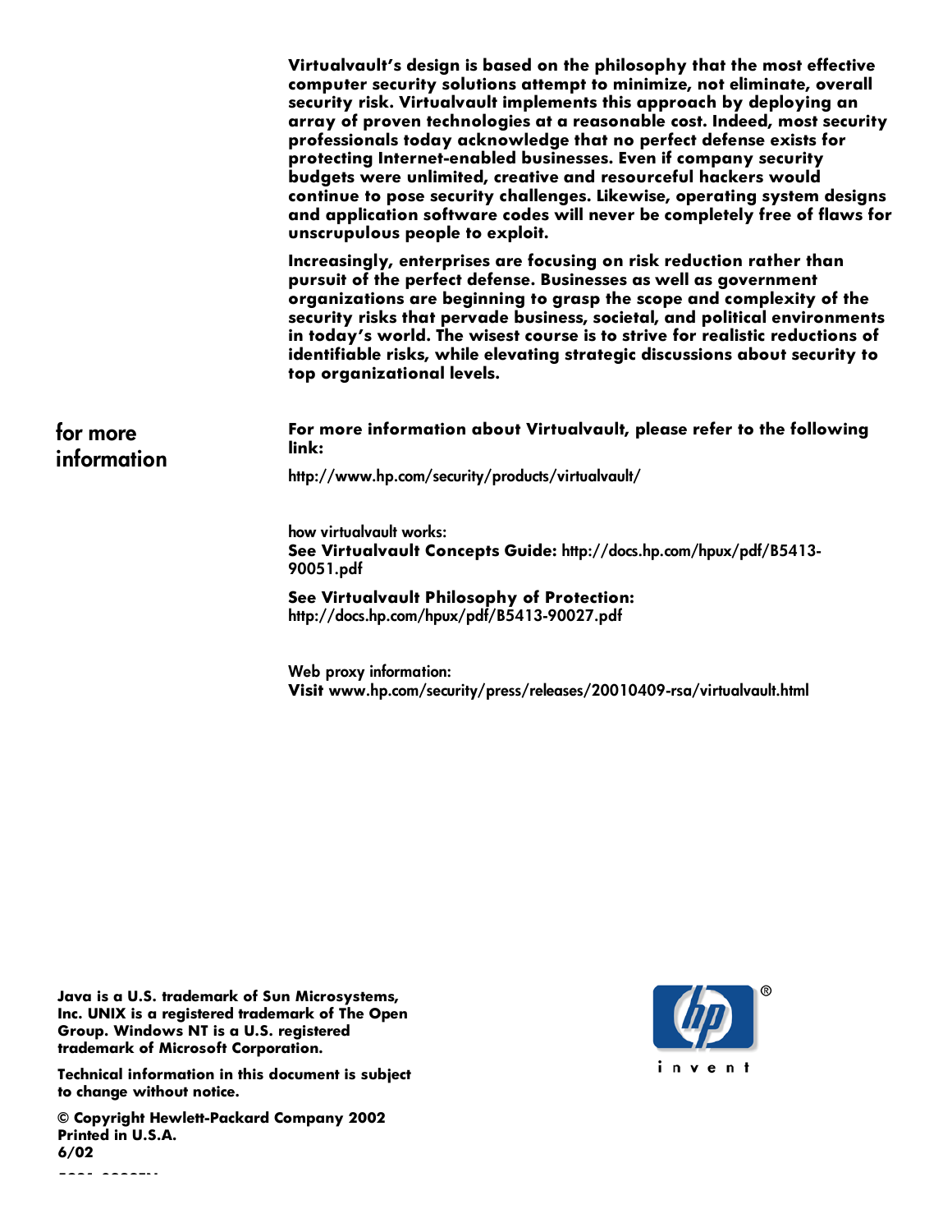**Virtualvault's design is based on the philosophy that the most effective computer security solutions attempt to minimize, not eliminate, overall security risk. Virtualvault implements this approach by deploying an array of proven technologies at a reasonable cost. Indeed, most security professionals today acknowledge that no perfect defense exists for protecting Internet-enabled businesses. Even if company security budgets were unlimited, creative and resourceful hackers would continue to pose security challenges. Likewise, operating system designs and application software codes will never be completely free of flaws for unscrupulous people to exploit.**

**Increasingly, enterprises are focusing on risk reduction rather than pursuit of the perfect defense. Businesses as well as government organizations are beginning to grasp the scope and complexity of the security risks that pervade business, societal, and political environments in today's world. The wisest course is to strive for realistic reductions of identifiable risks, while elevating strategic discussions about security to top organizational levels.**

## for more information

**For more information about Virtualvault, please refer to the following link:**

http://www.hp.com/security/products/virtualvault/

how virtualvault works:
**See Virtualvault Concepts Guide:** http://docs.hp.com/hpux/pdf/B5413-90051.pdf

**See Virtualvault Philosophy of Protection:**
http://docs.hp.com/hpux/pdf/B5413-90027.pdf

Web proxy information:
**Visit** www.hp.com/security/press/releases/20010409-rsa/virtualvault.html

**Java is a U.S. trademark of Sun Microsystems, Inc. UNIX is a registered trademark of The Open Group. Windows NT is a U.S. registered trademark of Microsoft Corporation.**

**Technical information in this document is subject to change without notice.**

**© Copyright Hewlett-Packard Company 2002**
**Printed in U.S.A.**
**6/02**

invent